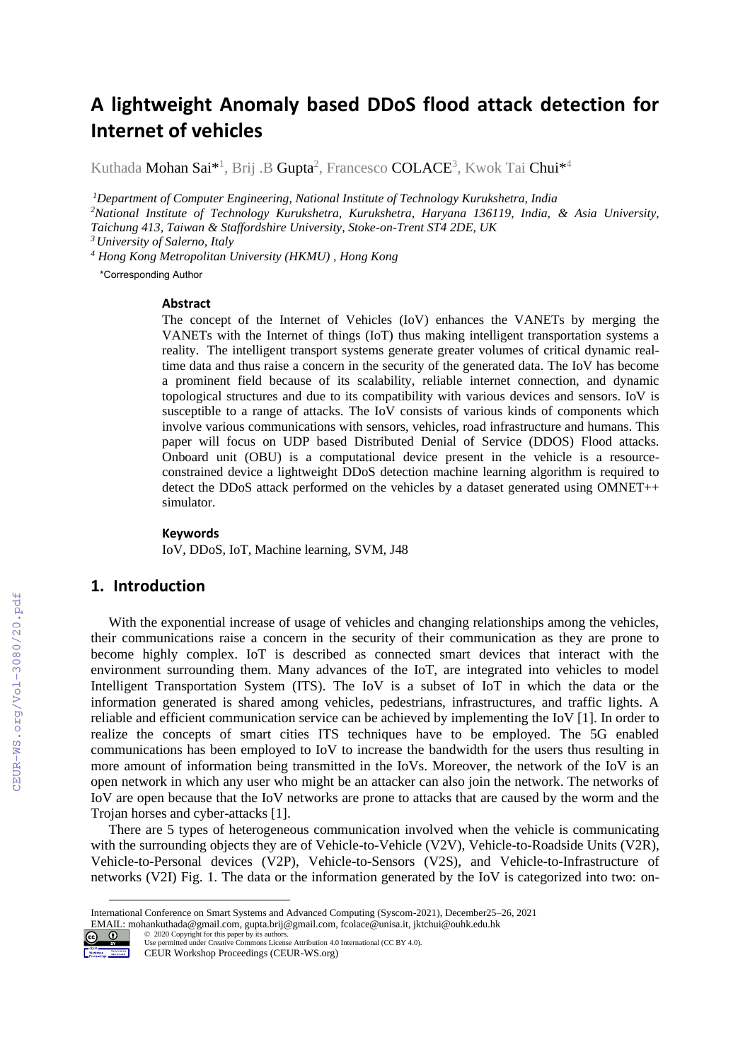# A lightweight Anomaly based DDoS flood attack detection for Internet of vehicles

Kuthada Mohan Sai*[1], Brij .B Gupta[2], Francesco COLACE[3], Kwok Tai Chui*[4]

[1]*Department of Computer Engineering, National Institute of Technology Kurukshetra, India*
[2]*National Institute of Technology Kurukshetra, Kurukshetra, Haryana 136119, India, & Asia University, Taichung 413, Taiwan & Staffordshire University, Stoke-on-Trent ST4 2DE, UK*
[3]*University of Salerno, Italy*
[4]*Hong Kong Metropolitan University (HKMU) , Hong Kong*
*Corresponding Author

### Abstract

The concept of the Internet of Vehicles (IoV) enhances the VANETs by merging the VANETs with the Internet of things (IoT) thus making intelligent transportation systems a reality. The intelligent transport systems generate greater volumes of critical dynamic real-time data and thus raise a concern in the security of the generated data. The IoV has become a prominent field because of its scalability, reliable internet connection, and dynamic topological structures and due to its compatibility with various devices and sensors. IoV is susceptible to a range of attacks. The IoV consists of various kinds of components which involve various communications with sensors, vehicles, road infrastructure and humans. This paper will focus on UDP based Distributed Denial of Service (DDOS) Flood attacks. Onboard unit (OBU) is a computational device present in the vehicle is a resource-constrained device a lightweight DDoS detection machine learning algorithm is required to detect the DDoS attack performed on the vehicles by a dataset generated using OMNET++ simulator.

### Keywords

IoV, DDoS, IoT, Machine learning, SVM, J48

## 1. Introduction

With the exponential increase of usage of vehicles and changing relationships among the vehicles, their communications raise a concern in the security of their communication as they are prone to become highly complex. IoT is described as connected smart devices that interact with the environment surrounding them. Many advances of the IoT, are integrated into vehicles to model Intelligent Transportation System (ITS). The IoV is a subset of IoT in which the data or the information generated is shared among vehicles, pedestrians, infrastructures, and traffic lights. A reliable and efficient communication service can be achieved by implementing the IoV [1]. In order to realize the concepts of smart cities ITS techniques have to be employed. The 5G enabled communications has been employed to IoV to increase the bandwidth for the users thus resulting in more amount of information being transmitted in the IoVs. Moreover, the network of the IoV is an open network in which any user who might be an attacker can also join the network. The networks of IoV are open because that the IoV networks are prone to attacks that are caused by the worm and the Trojan horses and cyber-attacks [1].

There are 5 types of heterogeneous communication involved when the vehicle is communicating with the surrounding objects they are of Vehicle-to-Vehicle (V2V), Vehicle-to-Roadside Units (V2R), Vehicle-to-Personal devices (V2P), Vehicle-to-Sensors (V2S), and Vehicle-to-Infrastructure of networks (V2I) Fig. 1. The data or the information generated by the IoV is categorized into two: on-

International Conference on Smart Systems and Advanced Computing (Syscom-2021), December25–26, 2021
EMAIL: mohankuthada@gmail.com, gupta.brij@gmail.com, fcolace@unisa.it, jktchui@ouhk.edu.hk
© 2020 Copyright for this paper by its authors.
Use permitted under Creative Commons License Attribution 4.0 International (CC BY 4.0).
CEUR Workshop Proceedings (CEUR-WS.org)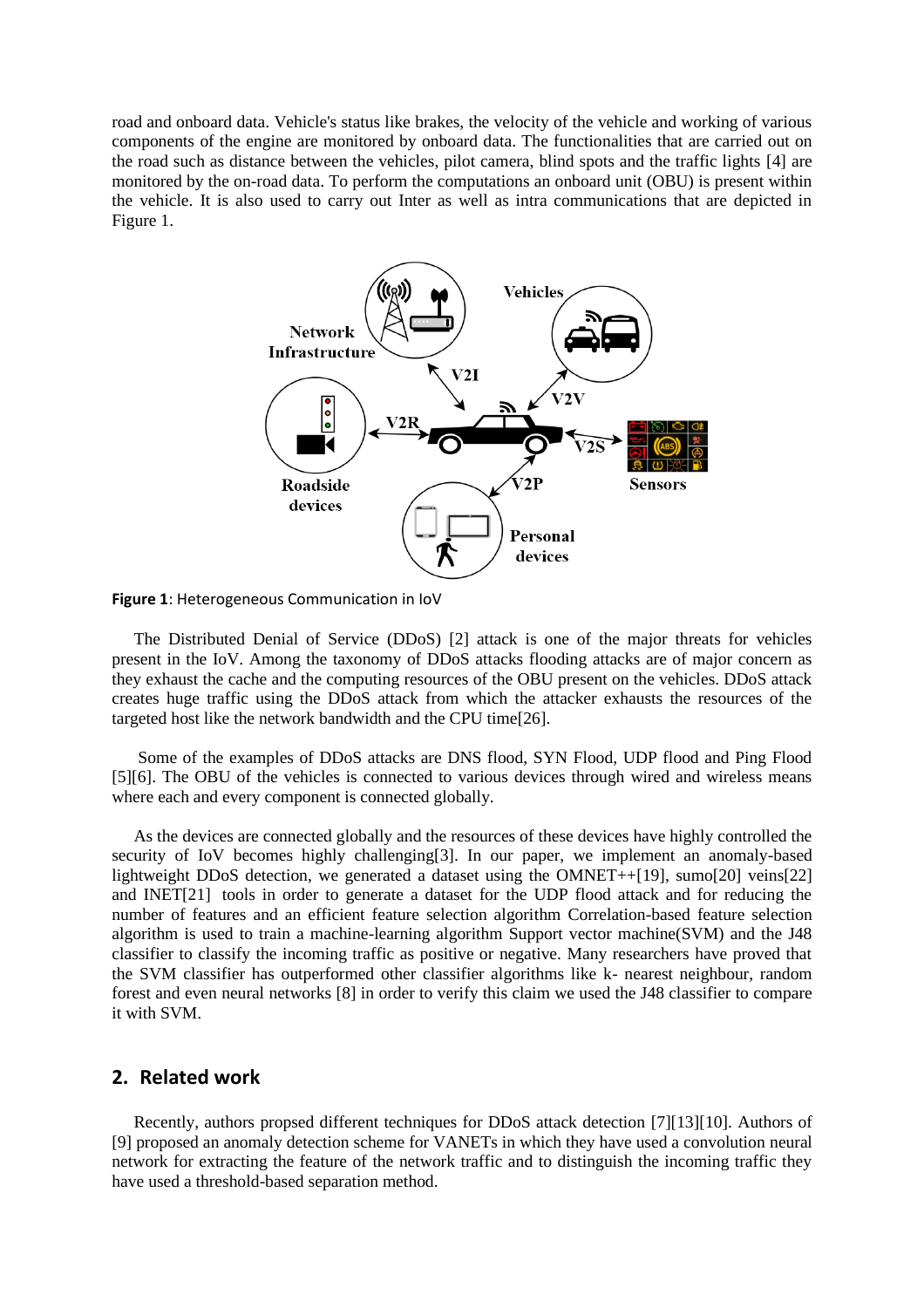road and onboard data. Vehicle's status like brakes, the velocity of the vehicle and working of various components of the engine are monitored by onboard data. The functionalities that are carried out on the road such as distance between the vehicles, pilot camera, blind spots and the traffic lights [4] are monitored by the on-road data. To perform the computations an onboard unit (OBU) is present within the vehicle. It is also used to carry out Inter as well as intra communications that are depicted in Figure 1.

**Figure 1**: Heterogeneous Communication in IoV

The Distributed Denial of Service (DDoS) [2] attack is one of the major threats for vehicles present in the IoV. Among the taxonomy of DDoS attacks flooding attacks are of major concern as they exhaust the cache and the computing resources of the OBU present on the vehicles. DDoS attack creates huge traffic using the DDoS attack from which the attacker exhausts the resources of the targeted host like the network bandwidth and the CPU time[26].

Some of the examples of DDoS attacks are DNS flood, SYN Flood, UDP flood and Ping Flood [5][6]. The OBU of the vehicles is connected to various devices through wired and wireless means where each and every component is connected globally.

As the devices are connected globally and the resources of these devices have highly controlled the security of IoV becomes highly challenging[3]. In our paper, we implement an anomaly-based lightweight DDoS detection, we generated a dataset using the OMNET++[19], sumo[20] veins[22] and INET[21] tools in order to generate a dataset for the UDP flood attack and for reducing the number of features and an efficient feature selection algorithm Correlation-based feature selection algorithm is used to train a machine-learning algorithm Support vector machine(SVM) and the J48 classifier to classify the incoming traffic as positive or negative. Many researchers have proved that the SVM classifier has outperformed other classifier algorithms like k- nearest neighbour, random forest and even neural networks [8] in order to verify this claim we used the J48 classifier to compare it with SVM.

## 2. Related work

Recently, authors propsed different techniques for DDoS attack detection [7][13][10]. Authors of [9] proposed an anomaly detection scheme for VANETs in which they have used a convolution neural network for extracting the feature of the network traffic and to distinguish the incoming traffic they have used a threshold-based separation method.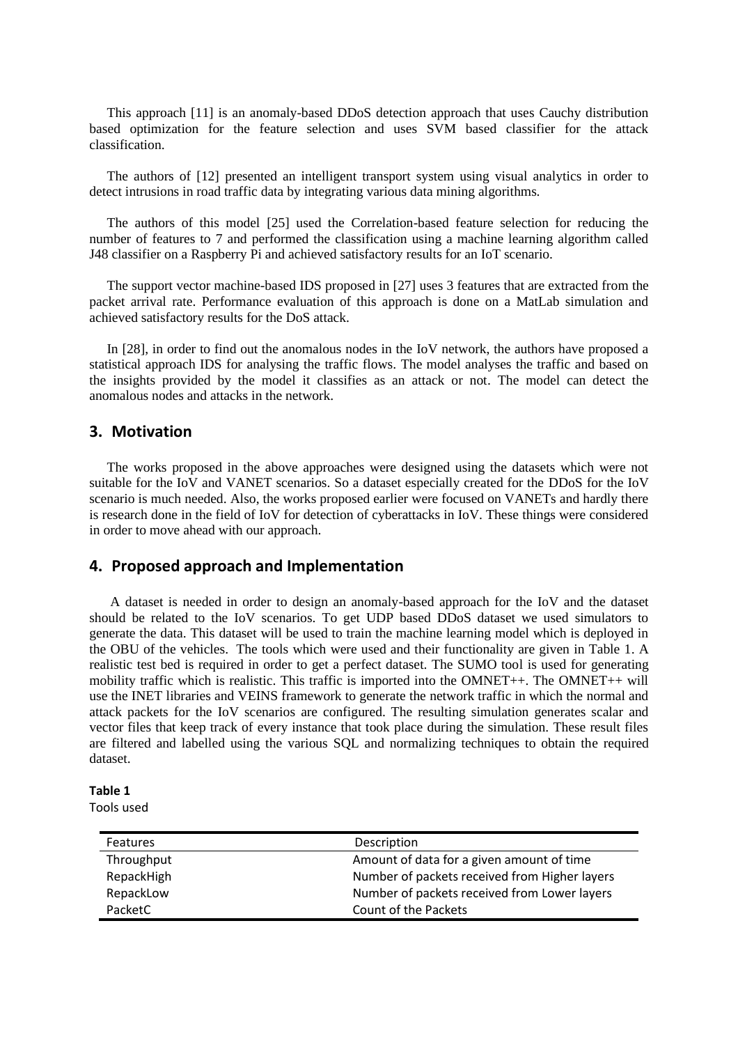This approach [11] is an anomaly-based DDoS detection approach that uses Cauchy distribution based optimization for the feature selection and uses SVM based classifier for the attack classification.

The authors of [12] presented an intelligent transport system using visual analytics in order to detect intrusions in road traffic data by integrating various data mining algorithms.

The authors of this model [25] used the Correlation-based feature selection for reducing the number of features to 7 and performed the classification using a machine learning algorithm called J48 classifier on a Raspberry Pi and achieved satisfactory results for an IoT scenario.

The support vector machine-based IDS proposed in [27] uses 3 features that are extracted from the packet arrival rate. Performance evaluation of this approach is done on a MatLab simulation and achieved satisfactory results for the DoS attack.

In [28], in order to find out the anomalous nodes in the IoV network, the authors have proposed a statistical approach IDS for analysing the traffic flows. The model analyses the traffic and based on the insights provided by the model it classifies as an attack or not. The model can detect the anomalous nodes and attacks in the network.

## 3. Motivation

The works proposed in the above approaches were designed using the datasets which were not suitable for the IoV and VANET scenarios. So a dataset especially created for the DDoS for the IoV scenario is much needed. Also, the works proposed earlier were focused on VANETs and hardly there is research done in the field of IoV for detection of cyberattacks in IoV. These things were considered in order to move ahead with our approach.

## 4. Proposed approach and Implementation

A dataset is needed in order to design an anomaly-based approach for the IoV and the dataset should be related to the IoV scenarios. To get UDP based DDoS dataset we used simulators to generate the data. This dataset will be used to train the machine learning model which is deployed in the OBU of the vehicles. The tools which were used and their functionality are given in Table 1. A realistic test bed is required in order to get a perfect dataset. The SUMO tool is used for generating mobility traffic which is realistic. This traffic is imported into the OMNET++. The OMNET++ will use the INET libraries and VEINS framework to generate the network traffic in which the normal and attack packets for the IoV scenarios are configured. The resulting simulation generates scalar and vector files that keep track of every instance that took place during the simulation. These result files are filtered and labelled using the various SQL and normalizing techniques to obtain the required dataset.

**Table 1**
Tools used

| Features | Description |
|---|---|
| Throughput | Amount of data for a given amount of time |
| RepackHigh | Number of packets received from Higher layers |
| RepackLow | Number of packets received from Lower layers |
| PacketC | Count of the Packets |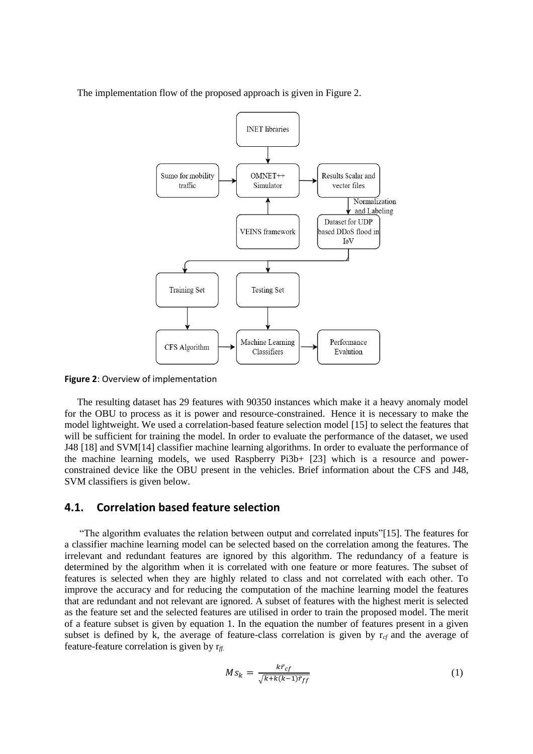The implementation flow of the proposed approach is given in Figure 2.

**Figure 2**: Overview of implementation

The resulting dataset has 29 features with 90350 instances which make it a heavy anomaly model for the OBU to process as it is power and resource-constrained. Hence it is necessary to make the model lightweight. We used a correlation-based feature selection model [15] to select the features that will be sufficient for training the model. In order to evaluate the performance of the dataset, we used J48 [18] and SVM[14] classifier machine learning algorithms. In order to evaluate the performance of the machine learning models, we used Raspberry Pi3b+ [23] which is a resource and power-constrained device like the OBU present in the vehicles. Brief information about the CFS and J48, SVM classifiers is given below.

## 4.1. Correlation based feature selection

"The algorithm evaluates the relation between output and correlated inputs"[15]. The features for a classifier machine learning model can be selected based on the correlation among the features. The irrelevant and redundant features are ignored by this algorithm. The redundancy of a feature is determined by the algorithm when it is correlated with one feature or more features. The subset of features is selected when they are highly related to class and not correlated with each other. To improve the accuracy and for reducing the computation of the machine learning model the features that are redundant and not relevant are ignored. A subset of features with the highest merit is selected as the feature set and the selected features are utilised in order to train the proposed model. The merit of a feature subset is given by equation 1. In the equation the number of features present in a given subset is defined by k, the average of feature-class correlation is given by $r_{cf}$ and the average of feature-feature correlation is given by $r_{ff}$.

$$Ms_k = \frac{k\bar{r}_{cf}}{\sqrt{k+k(k-1)\bar{r}_{ff}}} \tag{1}$$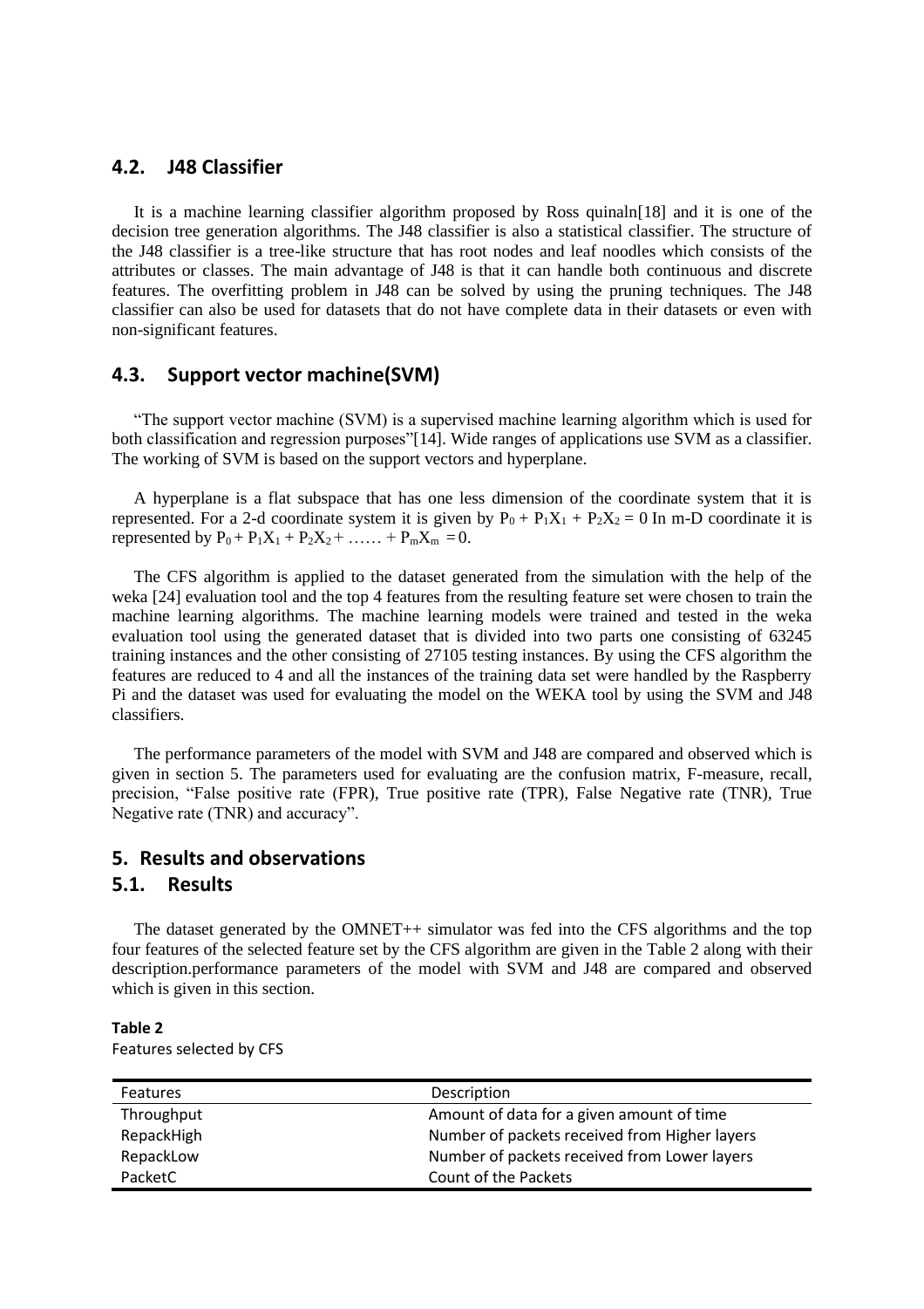## 4.2. J48 Classifier

It is a machine learning classifier algorithm proposed by Ross quinaln[18] and it is one of the decision tree generation algorithms. The J48 classifier is also a statistical classifier. The structure of the J48 classifier is a tree-like structure that has root nodes and leaf noodles which consists of the attributes or classes. The main advantage of J48 is that it can handle both continuous and discrete features. The overfitting problem in J48 can be solved by using the pruning techniques. The J48 classifier can also be used for datasets that do not have complete data in their datasets or even with non-significant features.

## 4.3. Support vector machine(SVM)

"The support vector machine (SVM) is a supervised machine learning algorithm which is used for both classification and regression purposes"[14]. Wide ranges of applications use SVM as a classifier. The working of SVM is based on the support vectors and hyperplane.

A hyperplane is a flat subspace that has one less dimension of the coordinate system that it is represented. For a 2-d coordinate system it is given by $P_0 + P_1X_1 + P_2X_2 = 0$ In m-D coordinate it is represented by $P_0 + P_1X_1 + P_2X_2 + \ldots\ldots + P_mX_m = 0$.

The CFS algorithm is applied to the dataset generated from the simulation with the help of the weka [24] evaluation tool and the top 4 features from the resulting feature set were chosen to train the machine learning algorithms. The machine learning models were trained and tested in the weka evaluation tool using the generated dataset that is divided into two parts one consisting of 63245 training instances and the other consisting of 27105 testing instances. By using the CFS algorithm the features are reduced to 4 and all the instances of the training data set were handled by the Raspberry Pi and the dataset was used for evaluating the model on the WEKA tool by using the SVM and J48 classifiers.

The performance parameters of the model with SVM and J48 are compared and observed which is given in section 5. The parameters used for evaluating are the confusion matrix, F-measure, recall, precision, "False positive rate (FPR), True positive rate (TPR), False Negative rate (TNR), True Negative rate (TNR) and accuracy".

# 5. Results and observations

## 5.1. Results

The dataset generated by the OMNET++ simulator was fed into the CFS algorithms and the top four features of the selected feature set by the CFS algorithm are given in the Table 2 along with their description.performance parameters of the model with SVM and J48 are compared and observed which is given in this section.

**Table 2**
Features selected by CFS

| Features | Description |
|---|---|
| Throughput | Amount of data for a given amount of time |
| RepackHigh | Number of packets received from Higher layers |
| RepackLow | Number of packets received from Lower layers |
| PacketC | Count of the Packets |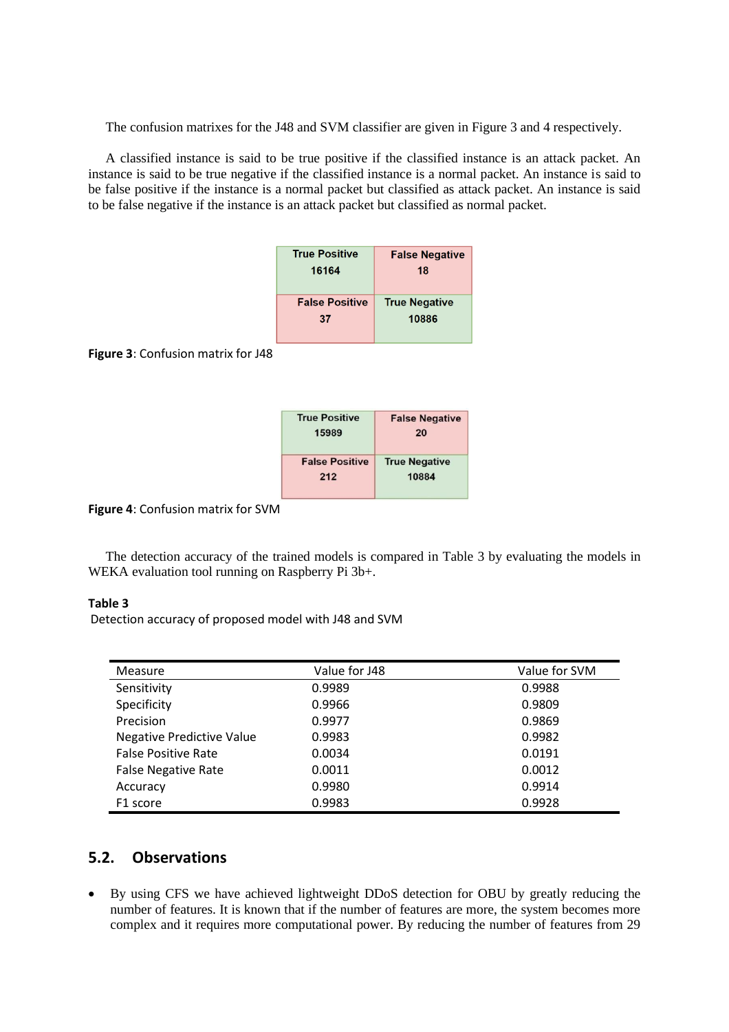The confusion matrixes for the J48 and SVM classifier are given in Figure 3 and 4 respectively.

A classified instance is said to be true positive if the classified instance is an attack packet. An instance is said to be true negative if the classified instance is a normal packet. An instance is said to be false positive if the instance is a normal packet but classified as attack packet. An instance is said to be false negative if the instance is an attack packet but classified as normal packet.

| True Positive 16164 | False Negative 18 |
|---|---|
| False Positive 37 | True Negative 10886 |

**Figure 3**: Confusion matrix for J48

| True Positive 15989 | False Negative 20 |
|---|---|
| False Positive 212 | True Negative 10884 |

**Figure 4**: Confusion matrix for SVM

The detection accuracy of the trained models is compared in Table 3 by evaluating the models in WEKA evaluation tool running on Raspberry Pi 3b+.

**Table 3**
Detection accuracy of proposed model with J48 and SVM

| Measure | Value for J48 | Value for SVM |
|---|---|---|
| Sensitivity | 0.9989 | 0.9988 |
| Specificity | 0.9966 | 0.9809 |
| Precision | 0.9977 | 0.9869 |
| Negative Predictive Value | 0.9983 | 0.9982 |
| False Positive Rate | 0.0034 | 0.0191 |
| False Negative Rate | 0.0011 | 0.0012 |
| Accuracy | 0.9980 | 0.9914 |
| F1 score | 0.9983 | 0.9928 |

## 5.2. Observations

- By using CFS we have achieved lightweight DDoS detection for OBU by greatly reducing the number of features. It is known that if the number of features are more, the system becomes more complex and it requires more computational power. By reducing the number of features from 29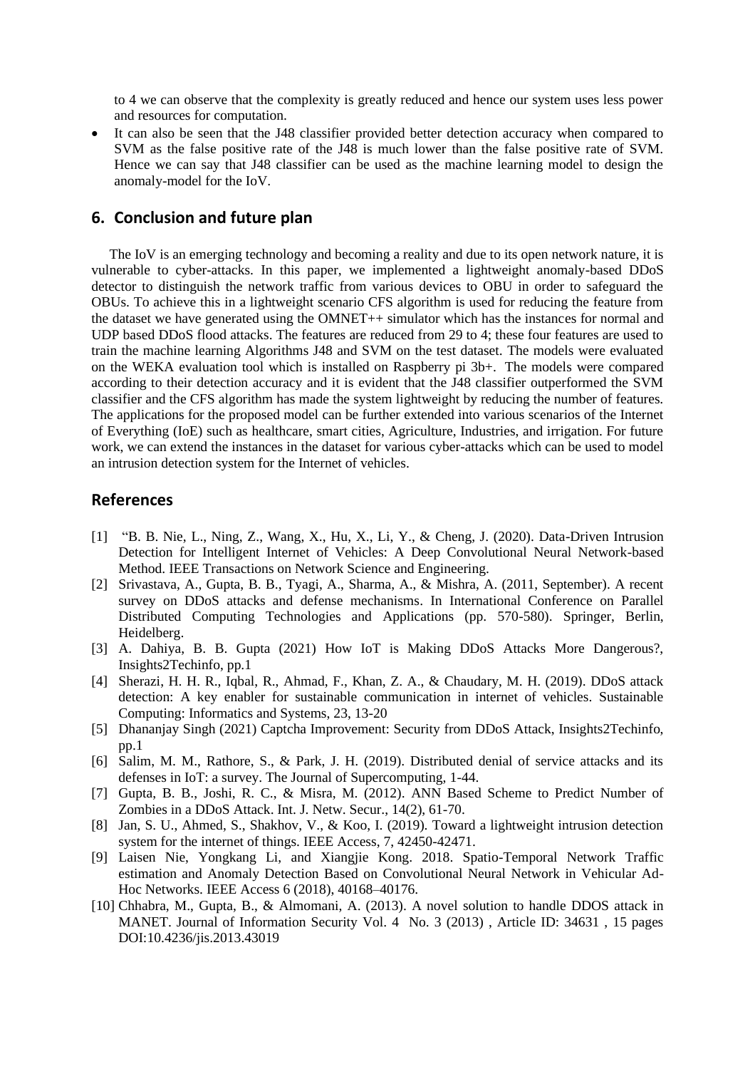to 4 we can observe that the complexity is greatly reduced and hence our system uses less power and resources for computation.

- It can also be seen that the J48 classifier provided better detection accuracy when compared to SVM as the false positive rate of the J48 is much lower than the false positive rate of SVM. Hence we can say that J48 classifier can be used as the machine learning model to design the anomaly-model for the IoV.

## 6. Conclusion and future plan

The IoV is an emerging technology and becoming a reality and due to its open network nature, it is vulnerable to cyber-attacks. In this paper, we implemented a lightweight anomaly-based DDoS detector to distinguish the network traffic from various devices to OBU in order to safeguard the OBUs. To achieve this in a lightweight scenario CFS algorithm is used for reducing the feature from the dataset we have generated using the OMNET++ simulator which has the instances for normal and UDP based DDoS flood attacks. The features are reduced from 29 to 4; these four features are used to train the machine learning Algorithms J48 and SVM on the test dataset. The models were evaluated on the WEKA evaluation tool which is installed on Raspberry pi 3b+. The models were compared according to their detection accuracy and it is evident that the J48 classifier outperformed the SVM classifier and the CFS algorithm has made the system lightweight by reducing the number of features. The applications for the proposed model can be further extended into various scenarios of the Internet of Everything (IoE) such as healthcare, smart cities, Agriculture, Industries, and irrigation. For future work, we can extend the instances in the dataset for various cyber-attacks which can be used to model an intrusion detection system for the Internet of vehicles.

## References

[1] "B. B. Nie, L., Ning, Z., Wang, X., Hu, X., Li, Y., & Cheng, J. (2020). Data-Driven Intrusion Detection for Intelligent Internet of Vehicles: A Deep Convolutional Neural Network-based Method. IEEE Transactions on Network Science and Engineering.

[2] Srivastava, A., Gupta, B. B., Tyagi, A., Sharma, A., & Mishra, A. (2011, September). A recent survey on DDoS attacks and defense mechanisms. In International Conference on Parallel Distributed Computing Technologies and Applications (pp. 570-580). Springer, Berlin, Heidelberg.

[3] A. Dahiya, B. B. Gupta (2021) How IoT is Making DDoS Attacks More Dangerous?, Insights2Techinfo, pp.1

[4] Sherazi, H. H. R., Iqbal, R., Ahmad, F., Khan, Z. A., & Chaudary, M. H. (2019). DDoS attack detection: A key enabler for sustainable communication in internet of vehicles. Sustainable Computing: Informatics and Systems, 23, 13-20

[5] Dhananjay Singh (2021) Captcha Improvement: Security from DDoS Attack, Insights2Techinfo, pp.1

[6] Salim, M. M., Rathore, S., & Park, J. H. (2019). Distributed denial of service attacks and its defenses in IoT: a survey. The Journal of Supercomputing, 1-44.

[7] Gupta, B. B., Joshi, R. C., & Misra, M. (2012). ANN Based Scheme to Predict Number of Zombies in a DDoS Attack. Int. J. Netw. Secur., 14(2), 61-70.

[8] Jan, S. U., Ahmed, S., Shakhov, V., & Koo, I. (2019). Toward a lightweight intrusion detection system for the internet of things. IEEE Access, 7, 42450-42471.

[9] Laisen Nie, Yongkang Li, and Xiangjie Kong. 2018. Spatio-Temporal Network Traffic estimation and Anomaly Detection Based on Convolutional Neural Network in Vehicular Ad-Hoc Networks. IEEE Access 6 (2018), 40168–40176.

[10] Chhabra, M., Gupta, B., & Almomani, A. (2013). A novel solution to handle DDOS attack in MANET. Journal of Information Security Vol. 4 No. 3 (2013) , Article ID: 34631 , 15 pages DOI:10.4236/jis.2013.43019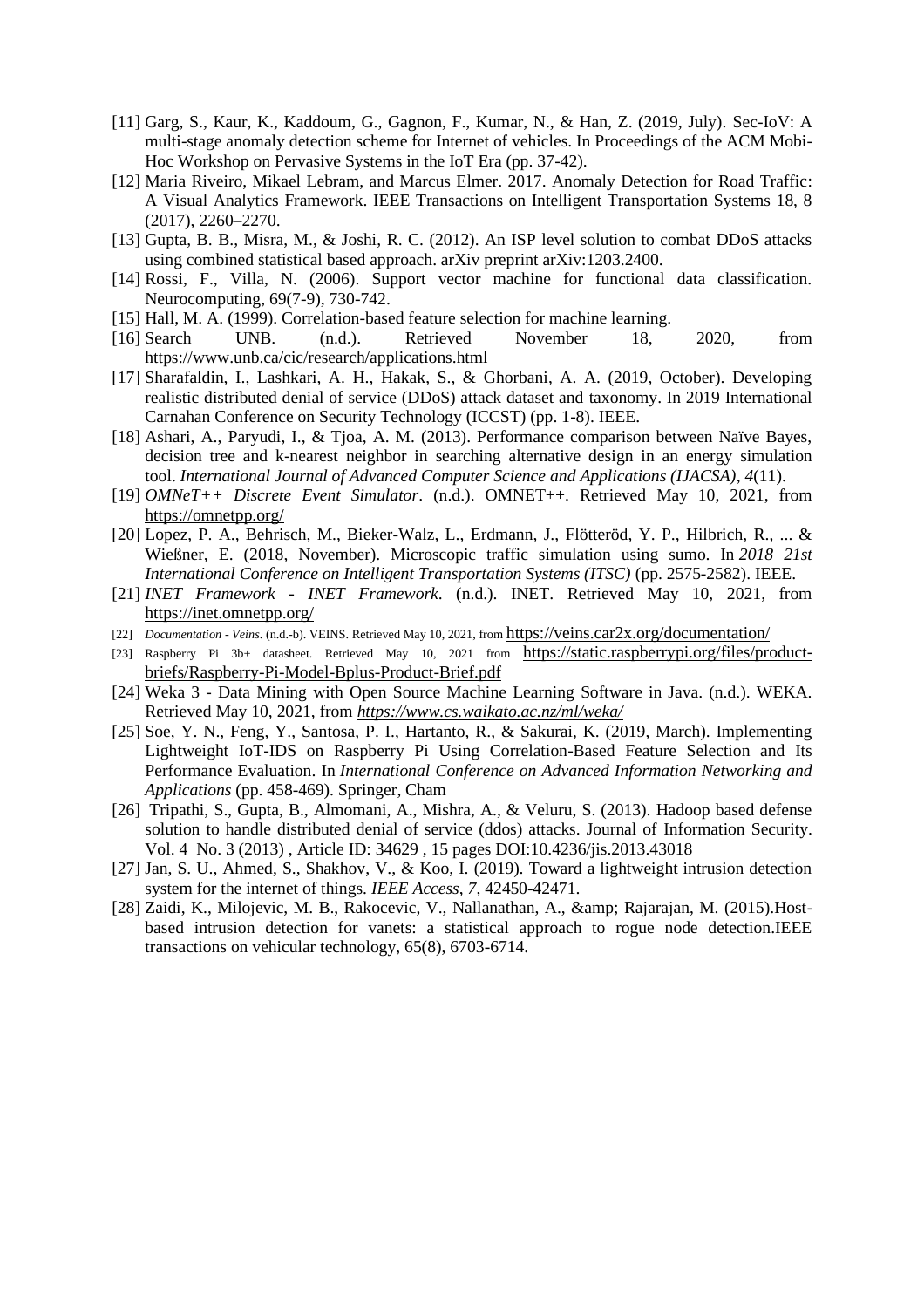[11] Garg, S., Kaur, K., Kaddoum, G., Gagnon, F., Kumar, N., & Han, Z. (2019, July). Sec-IoV: A multi-stage anomaly detection scheme for Internet of vehicles. In Proceedings of the ACM Mobi-Hoc Workshop on Pervasive Systems in the IoT Era (pp. 37-42).

[12] Maria Riveiro, Mikael Lebram, and Marcus Elmer. 2017. Anomaly Detection for Road Traffic: A Visual Analytics Framework. IEEE Transactions on Intelligent Transportation Systems 18, 8 (2017), 2260–2270.

[13] Gupta, B. B., Misra, M., & Joshi, R. C. (2012). An ISP level solution to combat DDoS attacks using combined statistical based approach. arXiv preprint arXiv:1203.2400.

[14] Rossi, F., Villa, N. (2006). Support vector machine for functional data classification. Neurocomputing, 69(7-9), 730-742.

[15] Hall, M. A. (1999). Correlation-based feature selection for machine learning.

[16] Search UNB. (n.d.). Retrieved November 18, 2020, from https://www.unb.ca/cic/research/applications.html

[17] Sharafaldin, I., Lashkari, A. H., Hakak, S., & Ghorbani, A. A. (2019, October). Developing realistic distributed denial of service (DDoS) attack dataset and taxonomy. In 2019 International Carnahan Conference on Security Technology (ICCST) (pp. 1-8). IEEE.

[18] Ashari, A., Paryudi, I., & Tjoa, A. M. (2013). Performance comparison between Naïve Bayes, decision tree and k-nearest neighbor in searching alternative design in an energy simulation tool. *International Journal of Advanced Computer Science and Applications (IJACSA)*, *4*(11).

[19] *OMNeT++ Discrete Event Simulator*. (n.d.). OMNET++. Retrieved May 10, 2021, from https://omnetpp.org/

[20] Lopez, P. A., Behrisch, M., Bieker-Walz, L., Erdmann, J., Flötteröd, Y. P., Hilbrich, R., ... & Wießner, E. (2018, November). Microscopic traffic simulation using sumo. In *2018 21st International Conference on Intelligent Transportation Systems (ITSC)* (pp. 2575-2582). IEEE.

[21] *INET Framework - INET Framework*. (n.d.). INET. Retrieved May 10, 2021, from https://inet.omnetpp.org/

[22] *Documentation - Veins*. (n.d.-b). VEINS. Retrieved May 10, 2021, from https://veins.car2x.org/documentation/

[23] Raspberry Pi 3b+ datasheet. Retrieved May 10, 2021 from https://static.raspberrypi.org/files/product-briefs/Raspberry-Pi-Model-Bplus-Product-Brief.pdf

[24] Weka 3 - Data Mining with Open Source Machine Learning Software in Java. (n.d.). WEKA. Retrieved May 10, 2021, from *https://www.cs.waikato.ac.nz/ml/weka/*

[25] Soe, Y. N., Feng, Y., Santosa, P. I., Hartanto, R., & Sakurai, K. (2019, March). Implementing Lightweight IoT-IDS on Raspberry Pi Using Correlation-Based Feature Selection and Its Performance Evaluation. In *International Conference on Advanced Information Networking and Applications* (pp. 458-469). Springer, Cham

[26] Tripathi, S., Gupta, B., Almomani, A., Mishra, A., & Veluru, S. (2013). Hadoop based defense solution to handle distributed denial of service (ddos) attacks. Journal of Information Security. Vol. 4 No. 3 (2013) , Article ID: 34629 , 15 pages DOI:10.4236/jis.2013.43018

[27] Jan, S. U., Ahmed, S., Shakhov, V., & Koo, I. (2019). Toward a lightweight intrusion detection system for the internet of things. *IEEE Access*, *7*, 42450-42471.

[28] Zaidi, K., Milojevic, M. B., Rakocevic, V., Nallanathan, A., &amp; Rajarajan, M. (2015).Host-based intrusion detection for vanets: a statistical approach to rogue node detection.IEEE transactions on vehicular technology, 65(8), 6703-6714.